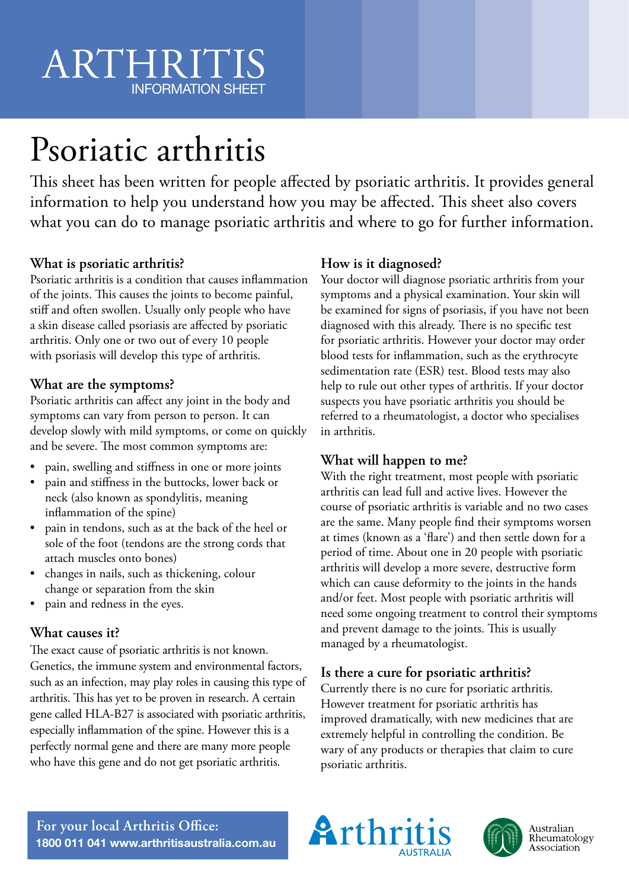# ARTHRITIS
INFORMATION SHEET

# Psoriatic arthritis

This sheet has been written for people affected by psoriatic arthritis. It provides general information to help you understand how you may be affected. This sheet also covers what you can do to manage psoriatic arthritis and where to go for further information.

## What is psoriatic arthritis?

Psoriatic arthritis is a condition that causes inflammation of the joints. This causes the joints to become painful, stiff and often swollen. Usually only people who have a skin disease called psoriasis are affected by psoriatic arthritis. Only one or two out of every 10 people with psoriasis will develop this type of arthritis.

## What are the symptoms?

Psoriatic arthritis can affect any joint in the body and symptoms can vary from person to person. It can develop slowly with mild symptoms, or come on quickly and be severe. The most common symptoms are:

- pain, swelling and stiffness in one or more joints
- pain and stiffness in the buttocks, lower back or neck (also known as spondylitis, meaning inflammation of the spine)
- pain in tendons, such as at the back of the heel or sole of the foot (tendons are the strong cords that attach muscles onto bones)
- changes in nails, such as thickening, colour change or separation from the skin
- pain and redness in the eyes.

## What causes it?

The exact cause of psoriatic arthritis is not known. Genetics, the immune system and environmental factors, such as an infection, may play roles in causing this type of arthritis. This has yet to be proven in research. A certain gene called HLA-B27 is associated with psoriatic arthritis, especially inflammation of the spine. However this is a perfectly normal gene and there are many more people who have this gene and do not get psoriatic arthritis.

## How is it diagnosed?

Your doctor will diagnose psoriatic arthritis from your symptoms and a physical examination. Your skin will be examined for signs of psoriasis, if you have not been diagnosed with this already. There is no specific test for psoriatic arthritis. However your doctor may order blood tests for inflammation, such as the erythrocyte sedimentation rate (ESR) test. Blood tests may also help to rule out other types of arthritis. If your doctor suspects you have psoriatic arthritis you should be referred to a rheumatologist, a doctor who specialises in arthritis.

## What will happen to me?

With the right treatment, most people with psoriatic arthritis can lead full and active lives. However the course of psoriatic arthritis is variable and no two cases are the same. Many people find their symptoms worsen at times (known as a 'flare') and then settle down for a period of time. About one in 20 people with psoriatic arthritis will develop a more severe, destructive form which can cause deformity to the joints in the hands and/or feet. Most people with psoriatic arthritis will need some ongoing treatment to control their symptoms and prevent damage to the joints. This is usually managed by a rheumatologist.

## Is there a cure for psoriatic arthritis?

Currently there is no cure for psoriatic arthritis. However treatment for psoriatic arthritis has improved dramatically, with new medicines that are extremely helpful in controlling the condition. Be wary of any products or therapies that claim to cure psoriatic arthritis.

**For your local Arthritis Office:**
**1800 011 041 www.arthritisaustralia.com.au**

Arthritis AUSTRALIA

Australian Rheumatology Association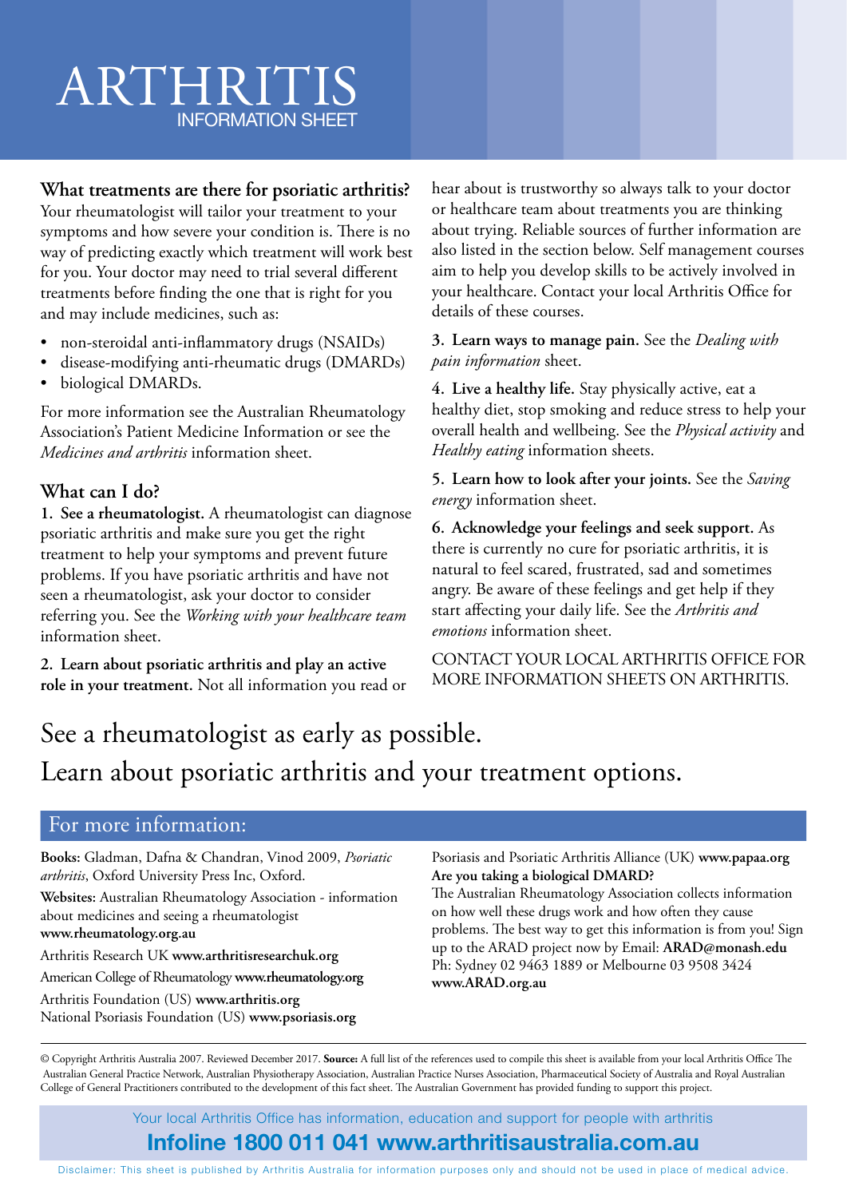# ARTHRITIS

INFORMATION SHEET

## What treatments are there for psoriatic arthritis?

Your rheumatologist will tailor your treatment to your symptoms and how severe your condition is. There is no way of predicting exactly which treatment will work best for you. Your doctor may need to trial several different treatments before finding the one that is right for you and may include medicines, such as:

- non-steroidal anti-inflammatory drugs (NSAIDs)
- disease-modifying anti-rheumatic drugs (DMARDs)
- biological DMARDs.

For more information see the Australian Rheumatology Association's Patient Medicine Information or see the *Medicines and arthritis* information sheet.

## What can I do?

**1. See a rheumatologist.** A rheumatologist can diagnose psoriatic arthritis and make sure you get the right treatment to help your symptoms and prevent future problems. If you have psoriatic arthritis and have not seen a rheumatologist, ask your doctor to consider referring you. See the *Working with your healthcare team* information sheet.

**2. Learn about psoriatic arthritis and play an active role in your treatment.** Not all information you read or hear about is trustworthy so always talk to your doctor or healthcare team about treatments you are thinking about trying. Reliable sources of further information are also listed in the section below. Self management courses aim to help you develop skills to be actively involved in your healthcare. Contact your local Arthritis Office for details of these courses.

**3. Learn ways to manage pain.** See the *Dealing with pain information* sheet.

**4. Live a healthy life.** Stay physically active, eat a healthy diet, stop smoking and reduce stress to help your overall health and wellbeing. See the *Physical activity* and *Healthy eating* information sheets.

**5. Learn how to look after your joints.** See the *Saving energy* information sheet.

**6. Acknowledge your feelings and seek support.** As there is currently no cure for psoriatic arthritis, it is natural to feel scared, frustrated, sad and sometimes angry. Be aware of these feelings and get help if they start affecting your daily life. See the *Arthritis and emotions* information sheet.

CONTACT YOUR LOCAL ARTHRITIS OFFICE FOR MORE INFORMATION SHEETS ON ARTHRITIS.

See a rheumatologist as early as possible.
Learn about psoriatic arthritis and your treatment options.

## For more information:

**Books:** Gladman, Dafna & Chandran, Vinod 2009, *Psoriatic arthritis*, Oxford University Press Inc, Oxford.

**Websites:** Australian Rheumatology Association - information about medicines and seeing a rheumatologist **www.rheumatology.org.au**

Arthritis Research UK **www.arthritisresearchuk.org**

American College of Rheumatology **www.rheumatology.org**

Arthritis Foundation (US) **www.arthritis.org**

National Psoriasis Foundation (US) **www.psoriasis.org**

Psoriasis and Psoriatic Arthritis Alliance (UK) **www.papaa.org**

**Are you taking a biological DMARD?**
The Australian Rheumatology Association collects information on how well these drugs work and how often they cause problems. The best way to get this information is from you! Sign up to the ARAD project now by Email: **ARAD@monash.edu** Ph: Sydney 02 9463 1889 or Melbourne 03 9508 3424 **www.ARAD.org.au**

© Copyright Arthritis Australia 2007. Reviewed December 2017. **Source:** A full list of the references used to compile this sheet is available from your local Arthritis Office The Australian General Practice Network, Australian Physiotherapy Association, Australian Practice Nurses Association, Pharmaceutical Society of Australia and Royal Australian College of General Practitioners contributed to the development of this fact sheet. The Australian Government has provided funding to support this project.

Your local Arthritis Office has information, education and support for people with arthritis

**Infoline 1800 011 041 www.arthritisaustralia.com.au**

Disclaimer: This sheet is published by Arthritis Australia for information purposes only and should not be used in place of medical advice.